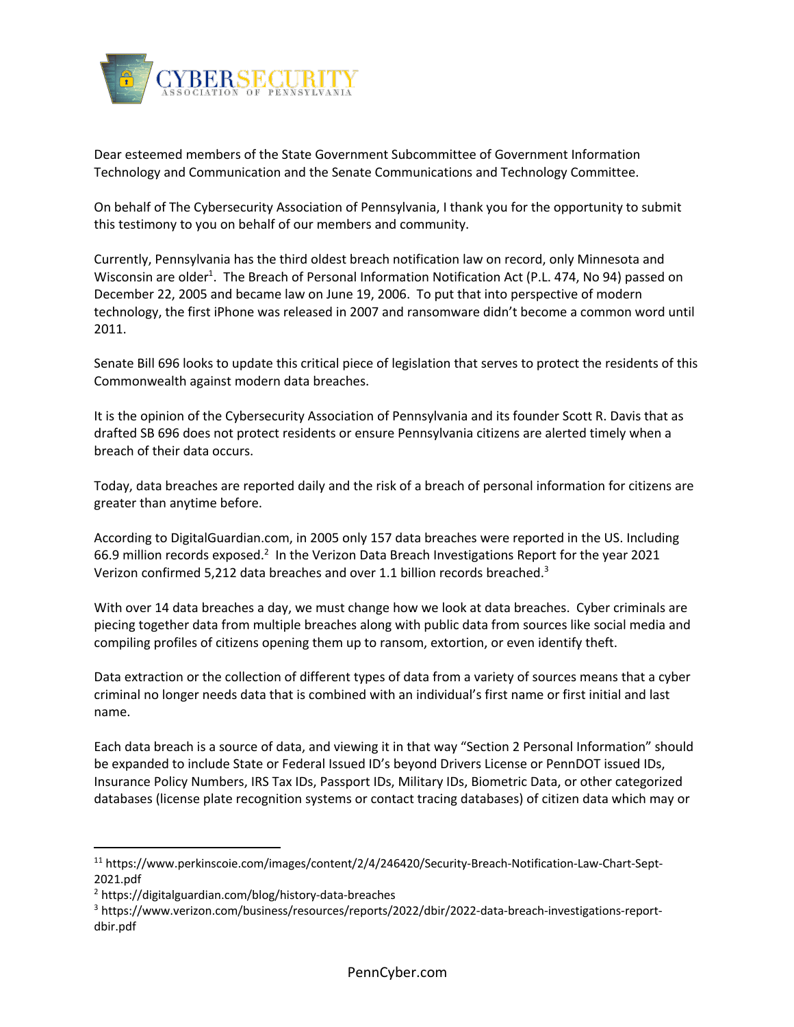Dear esteemed members of the State Government Subcommittee of Government Information Technology and Communication and the Senate Communications and Technology Committee.

On behalf of The Cybersecurity Association of Pennsylvania, I thank you for the opportunity to submit this testimony to you on behalf of our members and community.

Currently, Pennsylvania has the third oldest breach notification law on record, only Minnesota and Wisconsin are older[1]. The Breach of Personal Information Notification Act (P.L. 474, No 94) passed on December 22, 2005 and became law on June 19, 2006. To put that into perspective of modern technology, the first iPhone was released in 2007 and ransomware didn't become a common word until 2011.

Senate Bill 696 looks to update this critical piece of legislation that serves to protect the residents of this Commonwealth against modern data breaches.

It is the opinion of the Cybersecurity Association of Pennsylvania and its founder Scott R. Davis that as drafted SB 696 does not protect residents or ensure Pennsylvania citizens are alerted timely when a breach of their data occurs.

Today, data breaches are reported daily and the risk of a breach of personal information for citizens are greater than anytime before.

According to DigitalGuardian.com, in 2005 only 157 data breaches were reported in the US. Including 66.9 million records exposed.[2] In the Verizon Data Breach Investigations Report for the year 2021 Verizon confirmed 5,212 data breaches and over 1.1 billion records breached.[3]

With over 14 data breaches a day, we must change how we look at data breaches. Cyber criminals are piecing together data from multiple breaches along with public data from sources like social media and compiling profiles of citizens opening them up to ransom, extortion, or even identify theft.

Data extraction or the collection of different types of data from a variety of sources means that a cyber criminal no longer needs data that is combined with an individual's first name or first initial and last name.

Each data breach is a source of data, and viewing it in that way "Section 2 Personal Information" should be expanded to include State or Federal Issued ID's beyond Drivers License or PennDOT issued IDs, Insurance Policy Numbers, IRS Tax IDs, Passport IDs, Military IDs, Biometric Data, or other categorized databases (license plate recognition systems or contact tracing databases) of citizen data which may or

---

[11] https://www.perkinscoie.com/images/content/2/4/246420/Security-Breach-Notification-Law-Chart-Sept-2021.pdf

[2] https://digitalguardian.com/blog/history-data-breaches

[3] https://www.verizon.com/business/resources/reports/2022/dbir/2022-data-breach-investigations-report-dbir.pdf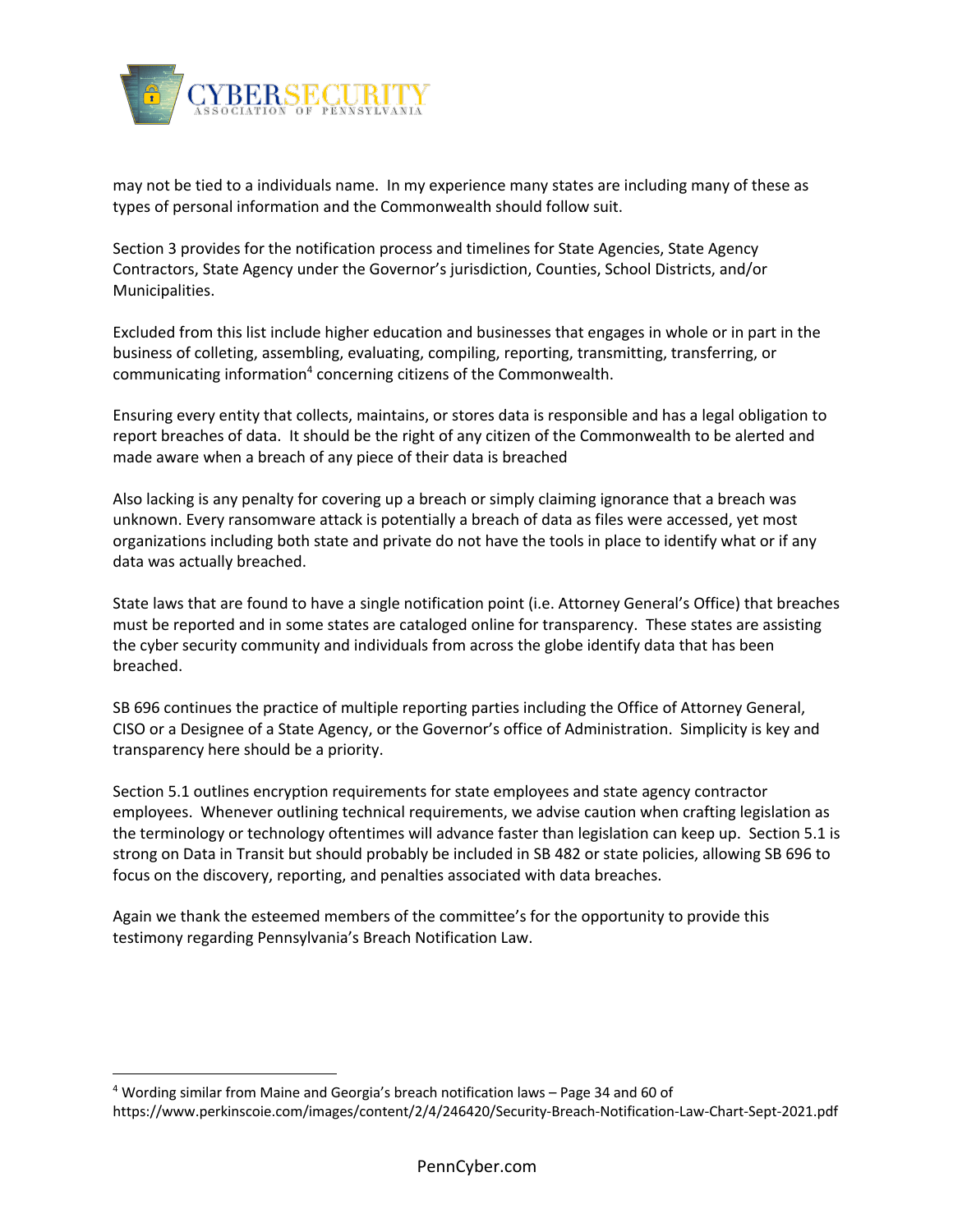may not be tied to a individuals name. In my experience many states are including many of these as types of personal information and the Commonwealth should follow suit.

Section 3 provides for the notification process and timelines for State Agencies, State Agency Contractors, State Agency under the Governor's jurisdiction, Counties, School Districts, and/or Municipalities.

Excluded from this list include higher education and businesses that engages in whole or in part in the business of colleting, assembling, evaluating, compiling, reporting, transmitting, transferring, or communicating information[4] concerning citizens of the Commonwealth.

Ensuring every entity that collects, maintains, or stores data is responsible and has a legal obligation to report breaches of data. It should be the right of any citizen of the Commonwealth to be alerted and made aware when a breach of any piece of their data is breached

Also lacking is any penalty for covering up a breach or simply claiming ignorance that a breach was unknown. Every ransomware attack is potentially a breach of data as files were accessed, yet most organizations including both state and private do not have the tools in place to identify what or if any data was actually breached.

State laws that are found to have a single notification point (i.e. Attorney General's Office) that breaches must be reported and in some states are cataloged online for transparency. These states are assisting the cyber security community and individuals from across the globe identify data that has been breached.

SB 696 continues the practice of multiple reporting parties including the Office of Attorney General, CISO or a Designee of a State Agency, or the Governor's office of Administration. Simplicity is key and transparency here should be a priority.

Section 5.1 outlines encryption requirements for state employees and state agency contractor employees. Whenever outlining technical requirements, we advise caution when crafting legislation as the terminology or technology oftentimes will advance faster than legislation can keep up. Section 5.1 is strong on Data in Transit but should probably be included in SB 482 or state policies, allowing SB 696 to focus on the discovery, reporting, and penalties associated with data breaches.

Again we thank the esteemed members of the committee's for the opportunity to provide this testimony regarding Pennsylvania's Breach Notification Law.

---

[4] Wording similar from Maine and Georgia's breach notification laws – Page 34 and 60 of https://www.perkinscoie.com/images/content/2/4/246420/Security-Breach-Notification-Law-Chart-Sept-2021.pdf